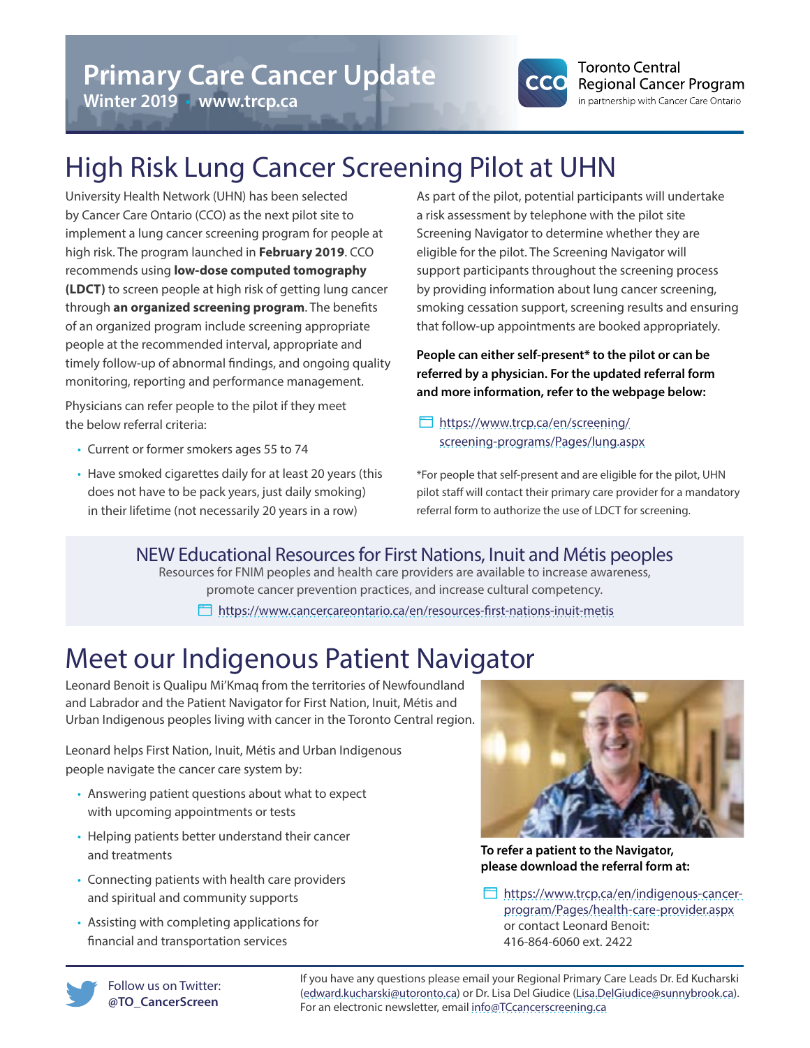# Primary Care Cancer Update

**Winter 2019 • www.trcp.ca**

Toronto Central Regional Cancer Program
in partnership with Cancer Care Ontario

## High Risk Lung Cancer Screening Pilot at UHN

University Health Network (UHN) has been selected by Cancer Care Ontario (CCO) as the next pilot site to implement a lung cancer screening program for people at high risk. The program launched in **February 2019**. CCO recommends using **low-dose computed tomography (LDCT)** to screen people at high risk of getting lung cancer through **an organized screening program**. The benefits of an organized program include screening appropriate people at the recommended interval, appropriate and timely follow-up of abnormal findings, and ongoing quality monitoring, reporting and performance management.

Physicians can refer people to the pilot if they meet the below referral criteria:

- Current or former smokers ages 55 to 74
- Have smoked cigarettes daily for at least 20 years (this does not have to be pack years, just daily smoking) in their lifetime (not necessarily 20 years in a row)

As part of the pilot, potential participants will undertake a risk assessment by telephone with the pilot site Screening Navigator to determine whether they are eligible for the pilot. The Screening Navigator will support participants throughout the screening process by providing information about lung cancer screening, smoking cessation support, screening results and ensuring that follow-up appointments are booked appropriately.

**People can either self-present* to the pilot or can be referred by a physician. For the updated referral form and more information, refer to the webpage below:**

https://www.trcp.ca/en/screening/screening-programs/Pages/lung.aspx

*For people that self-present and are eligible for the pilot, UHN pilot staff will contact their primary care provider for a mandatory referral form to authorize the use of LDCT for screening.

### NEW Educational Resources for First Nations, Inuit and Métis peoples

Resources for FNIM peoples and health care providers are available to increase awareness, promote cancer prevention practices, and increase cultural competency.

https://www.cancercareontario.ca/en/resources-first-nations-inuit-metis

## Meet our Indigenous Patient Navigator

Leonard Benoit is Qualipu Mi'Kmaq from the territories of Newfoundland and Labrador and the Patient Navigator for First Nation, Inuit, Métis and Urban Indigenous peoples living with cancer in the Toronto Central region.

Leonard helps First Nation, Inuit, Métis and Urban Indigenous people navigate the cancer care system by:

- Answering patient questions about what to expect with upcoming appointments or tests
- Helping patients better understand their cancer and treatments
- Connecting patients with health care providers and spiritual and community supports
- Assisting with completing applications for financial and transportation services

**To refer a patient to the Navigator, please download the referral form at:**

https://www.trcp.ca/en/indigenous-cancer-program/Pages/health-care-provider.aspx
or contact Leonard Benoit:
416-864-6060 ext. 2422

Follow us on Twitter: **@TO_CancerScreen**

If you have any questions please email your Regional Primary Care Leads Dr. Ed Kucharski (edward.kucharski@utoronto.ca) or Dr. Lisa Del Giudice (Lisa.DelGiudice@sunnybrook.ca). For an electronic newsletter, email info@TCcancerscreening.ca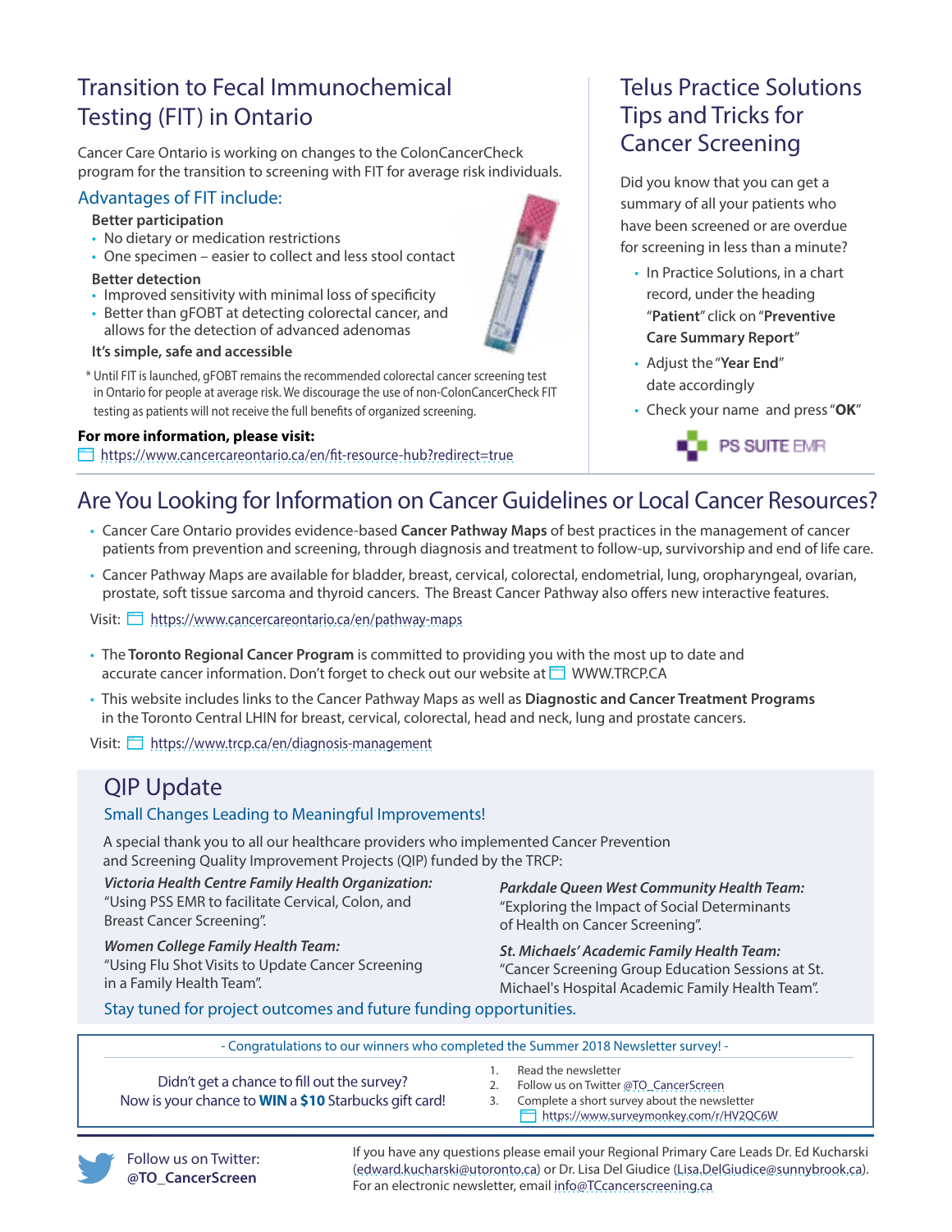## Transition to Fecal Immunochemical Testing (FIT) in Ontario

Cancer Care Ontario is working on changes to the ColonCancerCheck program for the transition to screening with FIT for average risk individuals.

### Advantages of FIT include:

**Better participation**

- No dietary or medication restrictions
- One specimen – easier to collect and less stool contact

**Better detection**

- Improved sensitivity with minimal loss of specificity
- Better than gFOBT at detecting colorectal cancer, and allows for the detection of advanced adenomas

**It's simple, safe and accessible**

* Until FIT is launched, gFOBT remains the recommended colorectal cancer screening test in Ontario for people at average risk. We discourage the use of non-ColonCancerCheck FIT testing as patients will not receive the full benefits of organized screening.

**For more information, please visit:**
https://www.cancercareontario.ca/en/fit-resource-hub?redirect=true

## Telus Practice Solutions Tips and Tricks for Cancer Screening

Did you know that you can get a summary of all your patients who have been screened or are overdue for screening in less than a minute?

- In Practice Solutions, in a chart record, under the heading "**Patient**" click on "**Preventive Care Summary Report**"
- Adjust the "**Year End**" date accordingly
- Check your name and press "**OK**"

PS SUITE EMR

## Are You Looking for Information on Cancer Guidelines or Local Cancer Resources?

- Cancer Care Ontario provides evidence-based **Cancer Pathway Maps** of best practices in the management of cancer patients from prevention and screening, through diagnosis and treatment to follow-up, survivorship and end of life care.
- Cancer Pathway Maps are available for bladder, breast, cervical, colorectal, endometrial, lung, oropharyngeal, ovarian, prostate, soft tissue sarcoma and thyroid cancers. The Breast Cancer Pathway also offers new interactive features.

Visit: https://www.cancercareontario.ca/en/pathway-maps

- The **Toronto Regional Cancer Program** is committed to providing you with the most up to date and accurate cancer information. Don't forget to check out our website at WWW.TRCP.CA
- This website includes links to the Cancer Pathway Maps as well as **Diagnostic and Cancer Treatment Programs** in the Toronto Central LHIN for breast, cervical, colorectal, head and neck, lung and prostate cancers.

Visit: https://www.trcp.ca/en/diagnosis-management

## QIP Update

### Small Changes Leading to Meaningful Improvements!

A special thank you to all our healthcare providers who implemented Cancer Prevention and Screening Quality Improvement Projects (QIP) funded by the TRCP:

***Victoria Health Centre Family Health Organization:***
"Using PSS EMR to facilitate Cervical, Colon, and Breast Cancer Screening".

***Women College Family Health Team:***
"Using Flu Shot Visits to Update Cancer Screening in a Family Health Team".

***Parkdale Queen West Community Health Team:***
"Exploring the Impact of Social Determinants of Health on Cancer Screening".

***St. Michaels' Academic Family Health Team:***
"Cancer Screening Group Education Sessions at St. Michael's Hospital Academic Family Health Team".

Stay tuned for project outcomes and future funding opportunities.

- Congratulations to our winners who completed the Summer 2018 Newsletter survey! -

Didn't get a chance to fill out the survey?
Now is your chance to **WIN** a **$10** Starbucks gift card!

1. Read the newsletter
2. Follow us on Twitter @TO_CancerScreen
3. Complete a short survey about the newsletter
   https://www.surveymonkey.com/r/HV2QC6W

Follow us on Twitter:
**@TO_CancerScreen**

If you have any questions please email your Regional Primary Care Leads Dr. Ed Kucharski (edward.kucharski@utoronto.ca) or Dr. Lisa Del Giudice (Lisa.DelGiudice@sunnybrook.ca).
For an electronic newsletter, email info@TCcancerscreening.ca